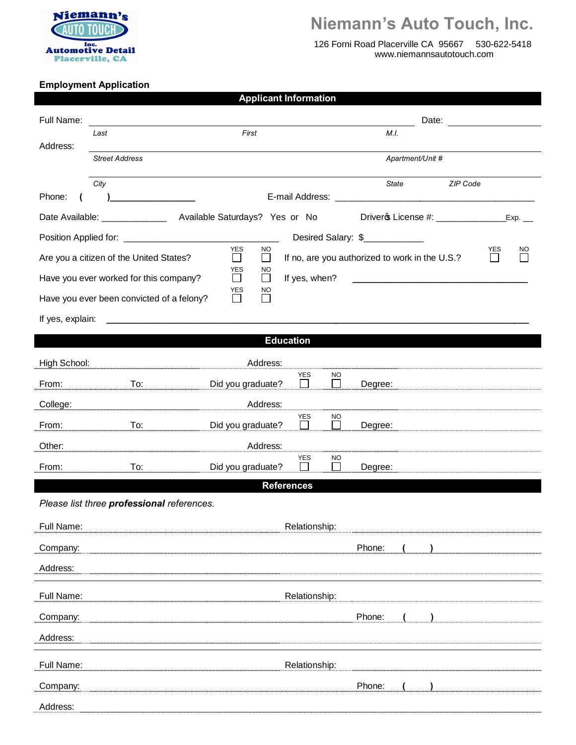# Niemann's Auto Touch, Inc.

126 Forni Road Placerville CA 95667 530-622-5418
www.niemannsautotouch.com

**Employment Application**

## Applicant Information

Full Name: ______________________________________________ Date: ______________

*Last* *First* *M.I.*

Address: ______________________________________________

*Street Address* *Apartment/Unit #*

______________________________________________

*City* *State* *ZIP Code*

Phone: ( )________________ E-mail Address: ______________________________

Date Available: _____________ Available Saturdays? Yes or No Driver�s License #: _____________Exp. __

Position Applied for: ______________________________ Desired Salary: $___________

Are you a citizen of the United States? YES ☐ NO ☐ If no, are you authorized to work in the U.S.? YES ☐ NO ☐

Have you ever worked for this company? YES ☐ NO ☐ If yes, when? ______________________________

Have you ever been convicted of a felony? YES ☐ NO ☐

If yes, explain: ______________________________________________

## Education

High School: Address:

From: To: Did you graduate? YES ☐ NO ☐ Degree:

College: Address:

From: To: Did you graduate? YES ☐ NO ☐ Degree:

Other: Address:

From: To: Did you graduate? YES ☐ NO ☐ Degree:

## References

*Please list three **professional** references.*

Full Name: Relationship:

Company: Phone: ( )

Address:

Full Name: Relationship:

Company: Phone: ( )

Address:

Full Name: Relationship:

Company: Phone: ( )

Address: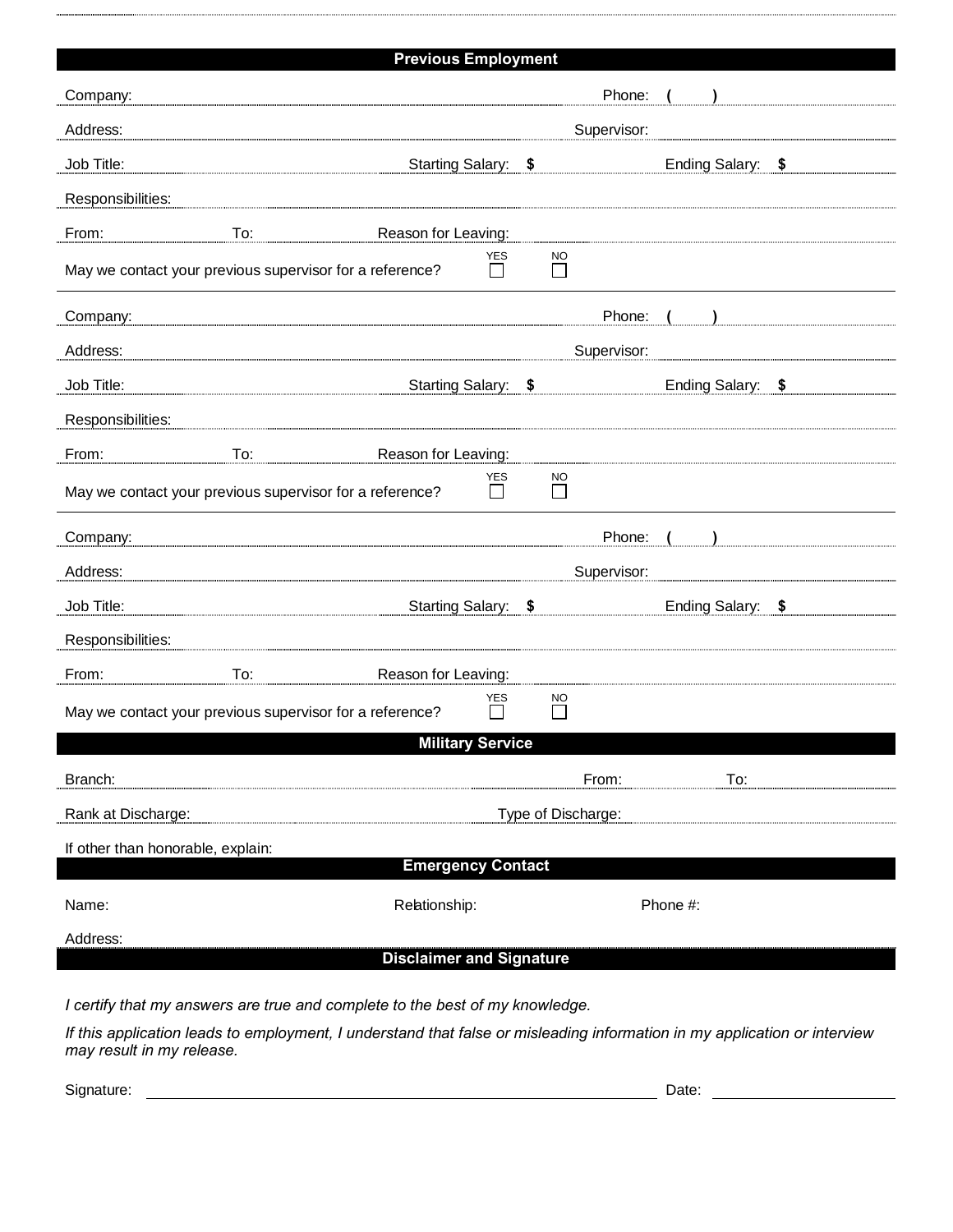## Previous Employment

Company: ______________________ Phone: ( ) ______

Address: ______________________ Supervisor: ______

Job Title: ______ Starting Salary: $ ______ Ending Salary: $ ______

Responsibilities: ______________________

From: ______ To: ______ Reason for Leaving: ______

May we contact your previous supervisor for a reference? YES ☐ NO ☐

---

Company: ______________________ Phone: ( ) ______

Address: ______________________ Supervisor: ______

Job Title: ______ Starting Salary: $ ______ Ending Salary: $ ______

Responsibilities: ______________________

From: ______ To: ______ Reason for Leaving: ______

May we contact your previous supervisor for a reference? YES ☐ NO ☐

---

Company: ______________________ Phone: ( ) ______

Address: ______________________ Supervisor: ______

Job Title: ______ Starting Salary: $ ______ Ending Salary: $ ______

Responsibilities: ______________________

From: ______ To: ______ Reason for Leaving: ______

May we contact your previous supervisor for a reference? YES ☐ NO ☐

## Military Service

Branch: ______________________ From: ______ To: ______

Rank at Discharge: ______ Type of Discharge: ______

If other than honorable, explain: ______________________

## Emergency Contact

Name: ______ Relationship: ______ Phone #: ______

Address: ______________________

## Disclaimer and Signature

*I certify that my answers are true and complete to the best of my knowledge.*

*If this application leads to employment, I understand that false or misleading information in my application or interview may result in my release.*

Signature: ______________________ Date: ______